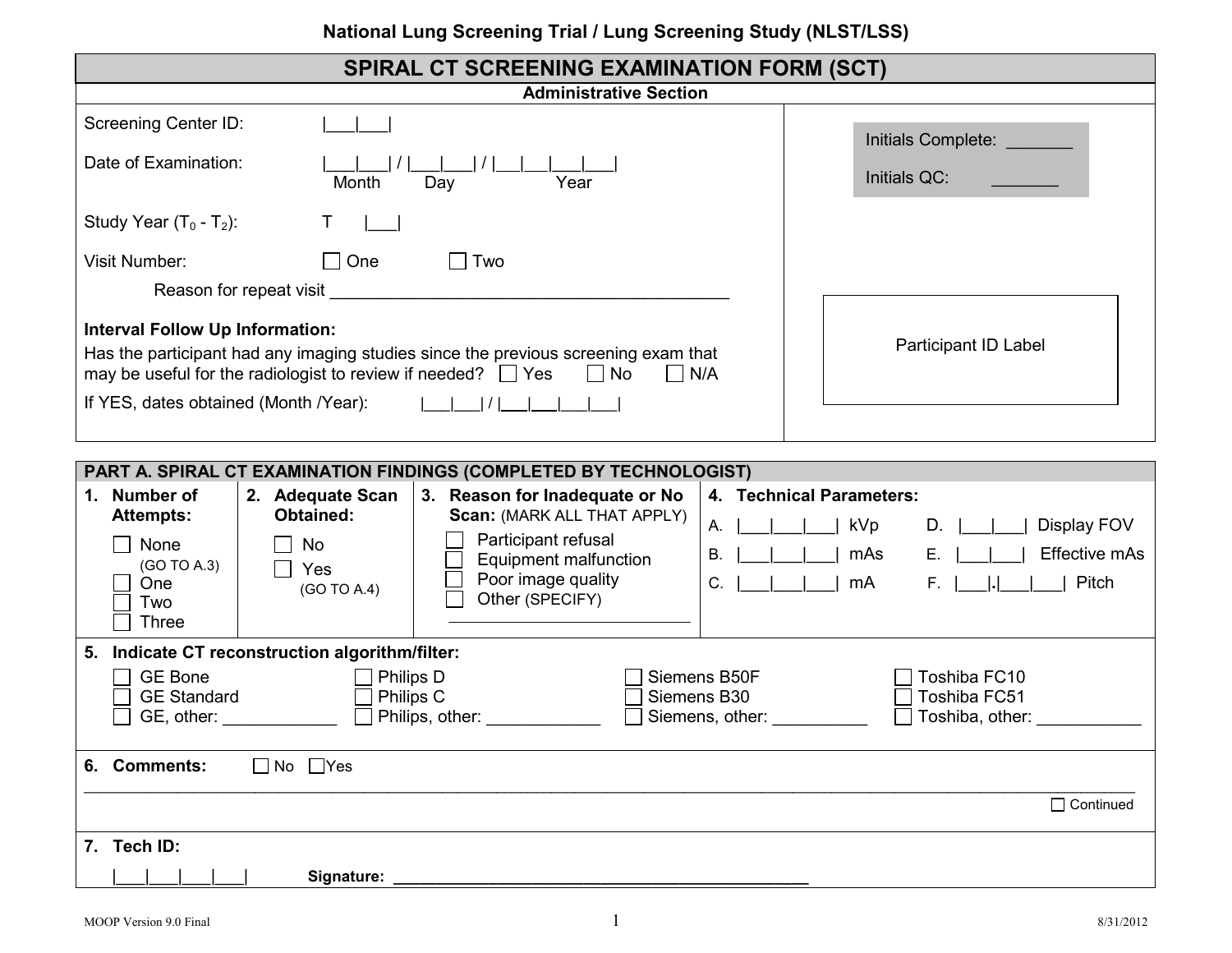**National Lung Screening Trial / Lung Screening Study (NLST/LSS)**

# SPIRAL CT SCREENING EXAMINATION FORM (SCT)

## Administrative Section

Screening Center ID: |___|___|

Date of Examination: |___|___| / |___|___| / |___|___|___|___|
Month Day Year

Study Year ($T_0$ - $T_2$): T |___|

Visit Number: ☐ One ☐ Two

Reason for repeat visit ___________________________________________

**Interval Follow Up Information:**

Has the participant had any imaging studies since the previous screening exam that may be useful for the radiologist to review if needed? ☐ Yes ☐ No ☐ N/A

If YES, dates obtained (Month /Year): |___|___| / |___|___|___|___|

Initials Complete: _______

Initials QC: _______

Participant ID Label

## PART A. SPIRAL CT EXAMINATION FINDINGS (COMPLETED BY TECHNOLOGIST)

**1. Number of Attempts:**

- ☐ None (GO TO A.3)
- ☐ One
- ☐ Two
- ☐ Three

**2. Adequate Scan Obtained:**

- ☐ No
- ☐ Yes (GO TO A.4)

**3. Reason for Inadequate or No Scan:** (MARK ALL THAT APPLY)

- ☐ Participant refusal
- ☐ Equipment malfunction
- ☐ Poor image quality
- ☐ Other (SPECIFY)

___________________________

**4. Technical Parameters:**

A. |___|___|___| kVp

B. |___|___|___| mAs

C. |___|___|___| mA

D. |___|___| Display FOV

E. |___|___| Effective mAs

F. |___|.|___|___| Pitch

**5. Indicate CT reconstruction algorithm/filter:**

| GE | Philips | Siemens | Toshiba |
|---|---|---|---|
| ☐ GE Bone | ☐ Philips D | ☐ Siemens B50F | ☐ Toshiba FC10 |
| ☐ GE Standard | ☐ Philips C | ☐ Siemens B30 | ☐ Toshiba FC51 |
| ☐ GE, other: ____________ | ☐ Philips, other: ____________ | ☐ Siemens, other: __________ | ☐ Toshiba, other: ___________ |

**6. Comments:** ☐ No ☐ Yes

_____________________________________________________________________________________

☐ Continued

**7. Tech ID:**

|___|___|___|___| **Signature:** _______________________________________________

MOOP Version 9.0 Final 8/31/2012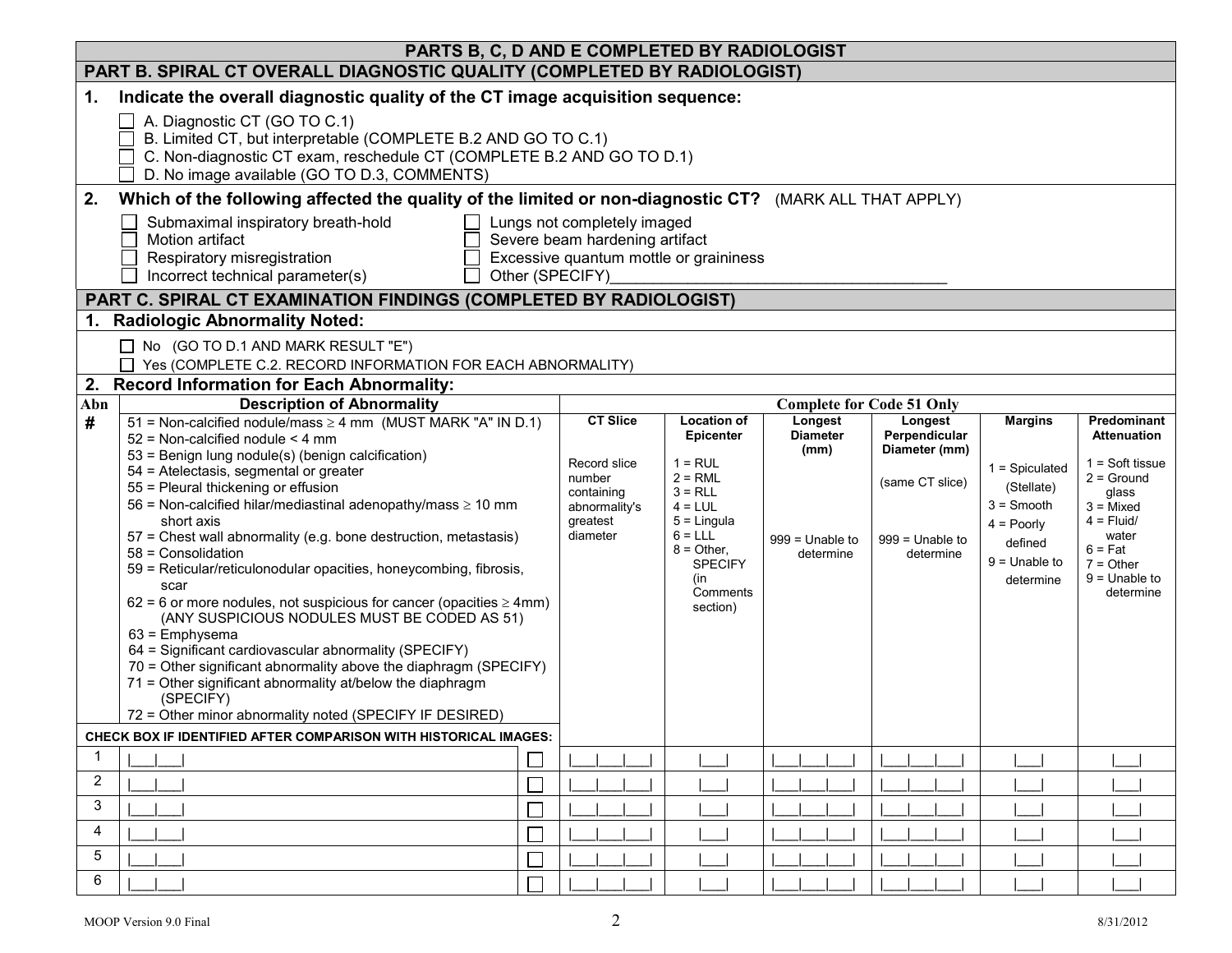## PARTS B, C, D AND E COMPLETED BY RADIOLOGIST

### PART B. SPIRAL CT OVERALL DIAGNOSTIC QUALITY (COMPLETED BY RADIOLOGIST)

**1. Indicate the overall diagnostic quality of the CT image acquisition sequence:**

- ☐ A. Diagnostic CT (GO TO C.1)
- ☐ B. Limited CT, but interpretable (COMPLETE B.2 AND GO TO C.1)
- ☐ C. Non-diagnostic CT exam, reschedule CT (COMPLETE B.2 AND GO TO D.1)
- ☐ D. No image available (GO TO D.3, COMMENTS)

**2. Which of the following affected the quality of the limited or non-diagnostic CT?** (MARK ALL THAT APPLY)

- ☐ Submaximal inspiratory breath-hold
- ☐ Motion artifact
- ☐ Respiratory misregistration
- ☐ Incorrect technical parameter(s)
- ☐ Lungs not completely imaged
- ☐ Severe beam hardening artifact
- ☐ Excessive quantum mottle or graininess
- ☐ Other (SPECIFY)____________________________________

### PART C. SPIRAL CT EXAMINATION FINDINGS (COMPLETED BY RADIOLOGIST)

**1. Radiologic Abnormality Noted:**

- ☐ No (GO TO D.1 AND MARK RESULT "E")
- ☐ Yes (COMPLETE C.2. RECORD INFORMATION FOR EACH ABNORMALITY)

**2. Record Information for Each Abnormality:**

| Abn # | Description of Abnormality | | Complete for Code 51 Only | | | | | |
|---|---|---|---|---|---|---|---|---|
| | 51 = Non-calcified nodule/mass ≥ 4 mm (MUST MARK "A" IN D.1)<br>52 = Non-calcified nodule < 4 mm<br>53 = Benign lung nodule(s) (benign calcification)<br>54 = Atelectasis, segmental or greater<br>55 = Pleural thickening or effusion<br>56 = Non-calcified hilar/mediastinal adenopathy/mass ≥ 10 mm short axis<br>57 = Chest wall abnormality (e.g. bone destruction, metastasis)<br>58 = Consolidation<br>59 = Reticular/reticulonodular opacities, honeycombing, fibrosis, scar<br>62 = 6 or more nodules, not suspicious for cancer (opacities ≥ 4mm) (ANY SUSPICIOUS NODULES MUST BE CODED AS 51)<br>63 = Emphysema<br>64 = Significant cardiovascular abnormality (SPECIFY)<br>70 = Other significant abnormality above the diaphragm (SPECIFY)<br>71 = Other significant abnormality at/below the diaphragm (SPECIFY)<br>72 = Other minor abnormality noted (SPECIFY IF DESIRED) | CHECK BOX IF IDENTIFIED AFTER COMPARISON WITH HISTORICAL IMAGES: | **CT Slice**<br>Record slice number containing abnormality's greatest diameter | **Location of Epicenter**<br>1 = RUL<br>2 = RML<br>3 = RLL<br>4 = LUL<br>5 = Lingula<br>6 = LLL<br>8 = Other, SPECIFY (in Comments section) | **Longest Diameter (mm)**<br>999 = Unable to determine | **Longest Perpendicular Diameter (mm)**<br>(same CT slice)<br>999 = Unable to determine | **Margins**<br>1 = Spiculated (Stellate)<br>3 = Smooth<br>4 = Poorly defined<br>9 = Unable to determine | **Predominant Attenuation**<br>1 = Soft tissue<br>2 = Ground glass<br>3 = Mixed<br>4 = Fluid/ water<br>6 = Fat<br>7 = Other<br>9 = Unable to determine |
| 1 | \|___\|___\| | ☐ | \|___\|___\|___\| | \|___\| | \|___\|___\|___\| | \|___\|___\|___\| | \|___\| | \|___\| |
| 2 | \|___\|___\| | ☐ | \|___\|___\|___\| | \|___\| | \|___\|___\|___\| | \|___\|___\|___\| | \|___\| | \|___\| |
| 3 | \|___\|___\| | ☐ | \|___\|___\|___\| | \|___\| | \|___\|___\|___\| | \|___\|___\|___\| | \|___\| | \|___\| |
| 4 | \|___\|___\| | ☐ | \|___\|___\|___\| | \|___\| | \|___\|___\|___\| | \|___\|___\|___\| | \|___\| | \|___\| |
| 5 | \|___\|___\| | ☐ | \|___\|___\|___\| | \|___\| | \|___\|___\|___\| | \|___\|___\|___\| | \|___\| | \|___\| |
| 6 | \|___\|___\| | ☐ | \|___\|___\|___\| | \|___\| | \|___\|___\|___\| | \|___\|___\|___\| | \|___\| | \|___\| |

MOOP Version 9.0 Final — 8/31/2012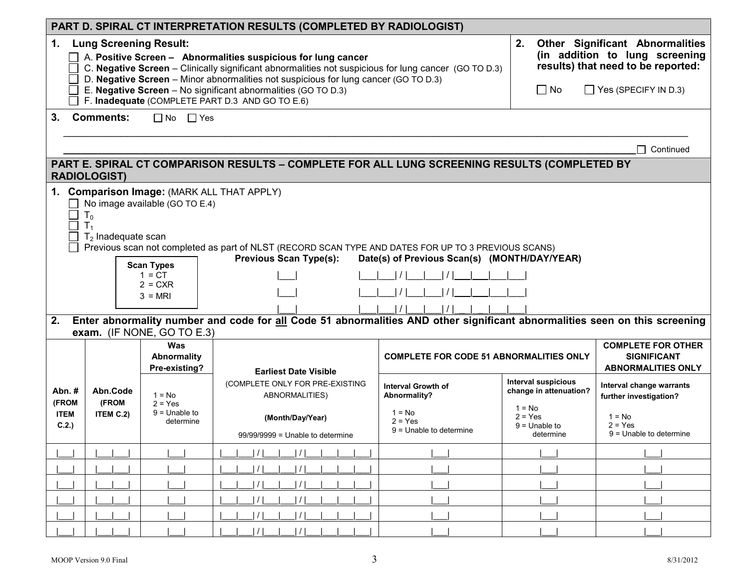## PART D. SPIRAL CT INTERPRETATION RESULTS (COMPLETED BY RADIOLOGIST)

**1. Lung Screening Result:**

- ☐ A. **Positive Screen – Abnormalities suspicious for lung cancer**
- ☐ C. **Negative Screen** – Clinically significant abnormalities not suspicious for lung cancer (GO TO D.3)
- ☐ D. **Negative Screen** – Minor abnormalities not suspicious for lung cancer (GO TO D.3)
- ☐ E. **Negative Screen** – No significant abnormalities (GO TO D.3)
- ☐ F. **Inadequate** (COMPLETE PART D.3 AND GO TO E.6)

**2. Other Significant Abnormalities (in addition to lung screening results) that need to be reported:**

☐ No ☐ Yes (SPECIFY IN D.3)

**3. Comments:** ☐ No ☐ Yes

_______________________________________________________________________________

_______________________________________________________________________________ ☐ Continued

## PART E. SPIRAL CT COMPARISON RESULTS – COMPLETE FOR ALL LUNG SCREENING RESULTS (COMPLETED BY RADIOLOGIST)

**1. Comparison Image:** (MARK ALL THAT APPLY)

- ☐ No image available (GO TO E.4)
- ☐ $T_0$
- ☐ $T_1$
- ☐ $T_2$ Inadequate scan
- ☐ Previous scan not completed as part of NLST (RECORD SCAN TYPE AND DATES FOR UP TO 3 PREVIOUS SCANS)

| Scan Types |
|---|
| 1 = CT |
| 2 = CXR |
| 3 = MRI |

| Previous Scan Type(s): | Date(s) of Previous Scan(s) (MONTH/DAY/YEAR) |
|---|---|
| \|___\| | \|___\|___\| / \|___\|___\| / \|___\|___\|___\|___\| |
| \|___\| | \|___\|___\| / \|___\|___\| / \|___\|___\|___\|___\| |
| \|___\| | \|___\|___\| / \|___\|___\| / \|___\|___\|___\|___\| |

**2. Enter abnormality number and code for all Code 51 abnormalities AND other significant abnormalities seen on this screening exam.** (IF NONE, GO TO E.3)

| Abn. # (FROM ITEM C.2.) | Abn.Code (FROM ITEM C.2) | Was Abnormality Pre-existing? 1 = No 2 = Yes 9 = Unable to determine | Earliest Date Visible (COMPLETE ONLY FOR PRE-EXISTING ABNORMALITIES) (Month/Day/Year) 99/99/9999 = Unable to determine | COMPLETE FOR CODE 51 ABNORMALITIES ONLY: Interval Growth of Abnormality? 1 = No 2 = Yes 9 = Unable to determine | COMPLETE FOR CODE 51 ABNORMALITIES ONLY: Interval suspicious change in attenuation? 1 = No 2 = Yes 9 = Unable to determine | COMPLETE FOR OTHER SIGNIFICANT ABNORMALITIES ONLY: Interval change warrants further investigation? 1 = No 2 = Yes 9 = Unable to determine |
|---|---|---|---|---|---|---|
| \|___\| | \|___\|___\| | \|___\| | \|___\|___\| / \|___\|___\| / \|___\|___\|___\|___\| | \|___\| | \|___\| | \|___\| |
| \|___\| | \|___\|___\| | \|___\| | \|___\|___\| / \|___\|___\| / \|___\|___\|___\|___\| | \|___\| | \|___\| | \|___\| |
| \|___\| | \|___\|___\| | \|___\| | \|___\|___\| / \|___\|___\| / \|___\|___\|___\|___\| | \|___\| | \|___\| | \|___\| |
| \|___\| | \|___\|___\| | \|___\| | \|___\|___\| / \|___\|___\| / \|___\|___\|___\|___\| | \|___\| | \|___\| | \|___\| |
| \|___\| | \|___\|___\| | \|___\| | \|___\|___\| / \|___\|___\| / \|___\|___\|___\|___\| | \|___\| | \|___\| | \|___\| |
| \|___\| | \|___\|___\| | \|___\| | \|___\|___\| / \|___\|___\| / \|___\|___\|___\|___\| | \|___\| | \|___\| | \|___\| |

MOOP Version 9.0 Final 8/31/2012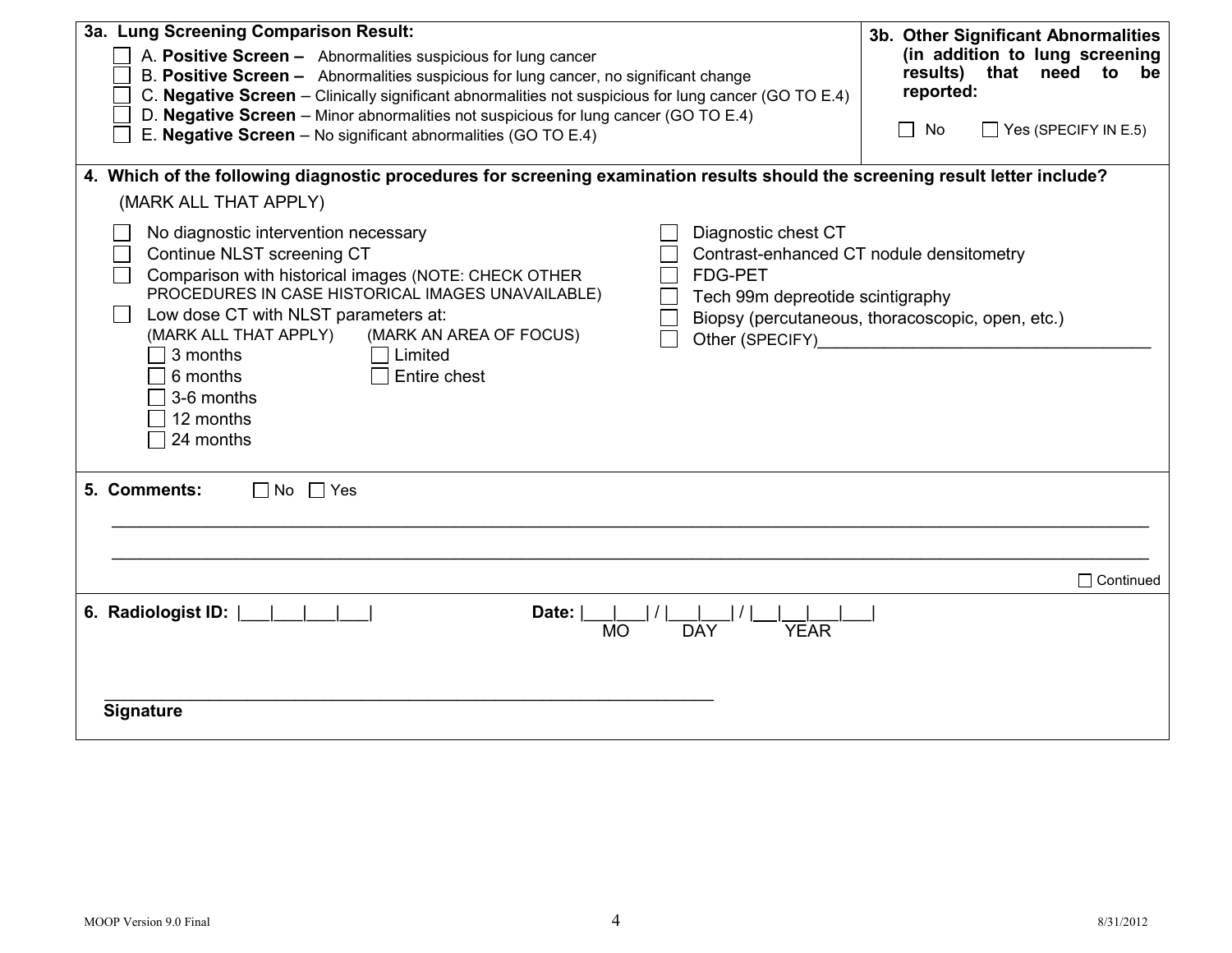**3a. Lung Screening Comparison Result:**

- ☐ A. **Positive Screen –** Abnormalities suspicious for lung cancer
- ☐ B. **Positive Screen –** Abnormalities suspicious for lung cancer, no significant change
- ☐ C. **Negative Screen** – Clinically significant abnormalities not suspicious for lung cancer (GO TO E.4)
- ☐ D. **Negative Screen** – Minor abnormalities not suspicious for lung cancer (GO TO E.4)
- ☐ E. **Negative Screen** – No significant abnormalities (GO TO E.4)

**3b. Other Significant Abnormalities (in addition to lung screening results) that need to be reported:**

☐ No ☐ Yes (SPECIFY IN E.5)

**4. Which of the following diagnostic procedures for screening examination results should the screening result letter include?**

(MARK ALL THAT APPLY)

- ☐ No diagnostic intervention necessary
- ☐ Continue NLST screening CT
- ☐ Comparison with historical images (NOTE: CHECK OTHER PROCEDURES IN CASE HISTORICAL IMAGES UNAVAILABLE)
- ☐ Low dose CT with NLST parameters at:

  (MARK ALL THAT APPLY)
  - ☐ 3 months
  - ☐ 6 months
  - ☐ 3-6 months
  - ☐ 12 months
  - ☐ 24 months

  (MARK AN AREA OF FOCUS)
  - ☐ Limited
  - ☐ Entire chest
- ☐ Diagnostic chest CT
- ☐ Contrast-enhanced CT nodule densitometry
- ☐ FDG-PET
- ☐ Tech 99m depreotide scintigraphy
- ☐ Biopsy (percutaneous, thoracoscopic, open, etc.)
- ☐ Other (SPECIFY)\_\_\_\_\_\_\_\_\_\_\_\_\_\_\_\_\_\_\_\_\_\_\_\_\_\_\_\_\_\_\_\_\_\_\_\_

**5. Comments:** ☐ No ☐ Yes

\_\_\_\_\_\_\_\_\_\_\_\_\_\_\_\_\_\_\_\_\_\_\_\_\_\_\_\_\_\_\_\_\_\_\_\_\_\_\_\_\_\_\_\_\_\_\_\_\_\_\_\_\_\_\_\_\_\_\_\_\_\_\_\_\_\_\_\_\_\_\_\_

\_\_\_\_\_\_\_\_\_\_\_\_\_\_\_\_\_\_\_\_\_\_\_\_\_\_\_\_\_\_\_\_\_\_\_\_\_\_\_\_\_\_\_\_\_\_\_\_\_\_\_\_\_\_\_\_\_\_\_\_\_\_\_\_\_\_\_\_\_\_\_\_

☐ Continued

**6. Radiologist ID:** |\_\_\_|\_\_\_|\_\_\_|\_\_\_|\_\_\_|

**Date:** |\_\_\_|\_\_\_| / |\_\_\_|\_\_\_| / |\_\_\_|\_\_\_|\_\_\_|\_\_\_|
MO DAY YEAR

\_\_\_\_\_\_\_\_\_\_\_\_\_\_\_\_\_\_\_\_\_\_\_\_\_\_\_\_\_\_\_\_\_\_\_\_\_\_\_\_\_\_\_\_\_\_\_\_

**Signature**

MOOP Version 9.0 Final 8/31/2012